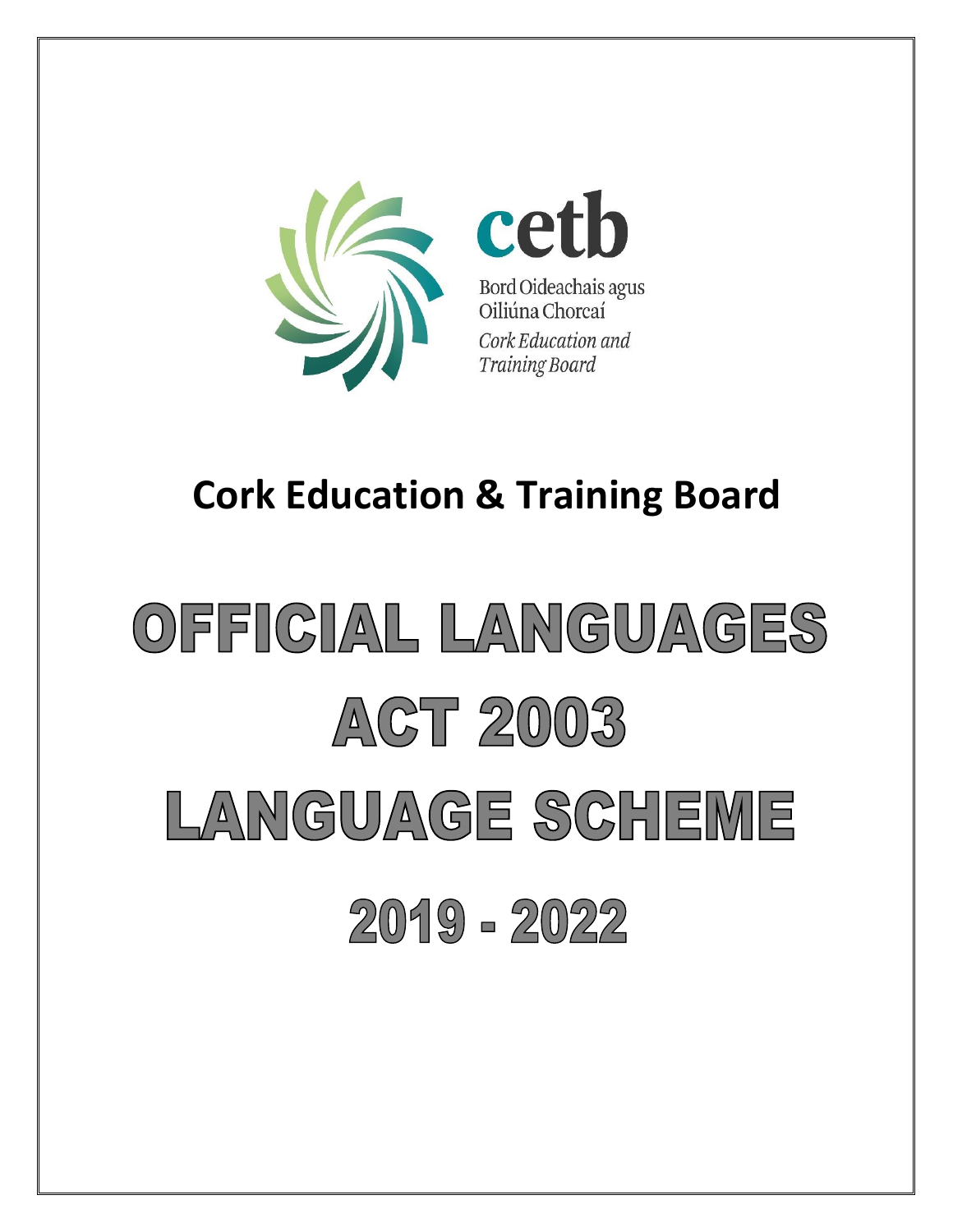cetb

Bord Oideachais agus Oiliúna Chorcaí

*Cork Education and Training Board*

# Cork Education & Training Board

# OFFICIAL LANGUAGES ACT 2003 LANGUAGE SCHEME 2019 - 2022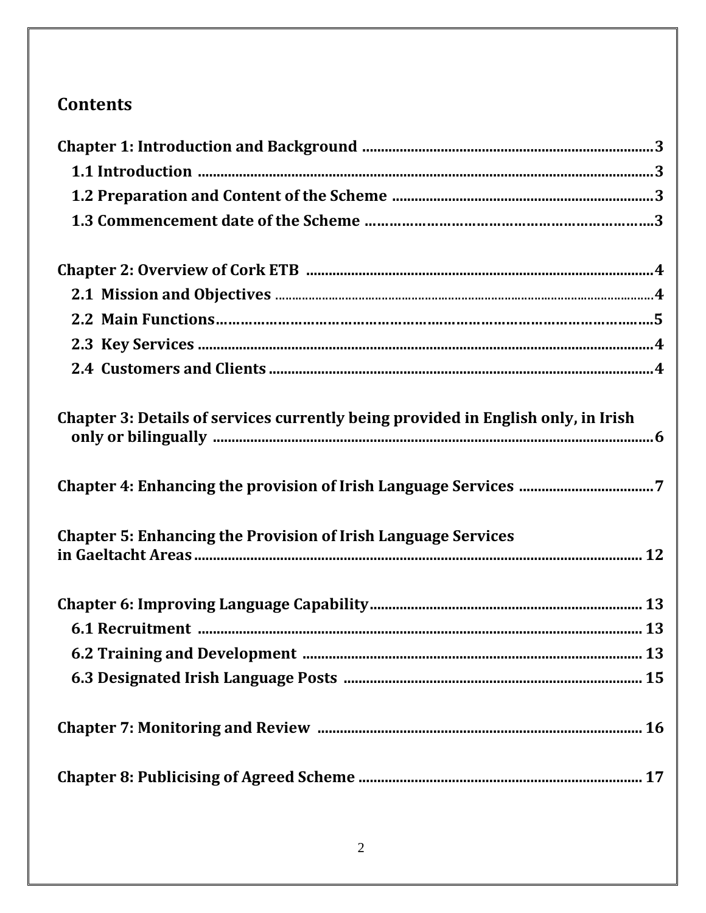## Contents

**Chapter 1: Introduction and Background** ..... 3
- **1.1 Introduction** ..... 3
- **1.2 Preparation and Content of the Scheme** ..... 3
- **1.3 Commencement date of the Scheme** ..... 3

**Chapter 2: Overview of Cork ETB** ..... 4
- **2.1 Mission and Objectives** ..... 4
- **2.2 Main Functions** ..... 5
- **2.3 Key Services** ..... 4
- **2.4 Customers and Clients** ..... 4

**Chapter 3: Details of services currently being provided in English only, in Irish only or bilingually** ..... 6

**Chapter 4: Enhancing the provision of Irish Language Services** ..... 7

**Chapter 5: Enhancing the Provision of Irish Language Services in Gaeltacht Areas** ..... 12

**Chapter 6: Improving Language Capability** ..... 13
- **6.1 Recruitment** ..... 13
- **6.2 Training and Development** ..... 13
- **6.3 Designated Irish Language Posts** ..... 15

**Chapter 7: Monitoring and Review** ..... 16

**Chapter 8: Publicising of Agreed Scheme** ..... 17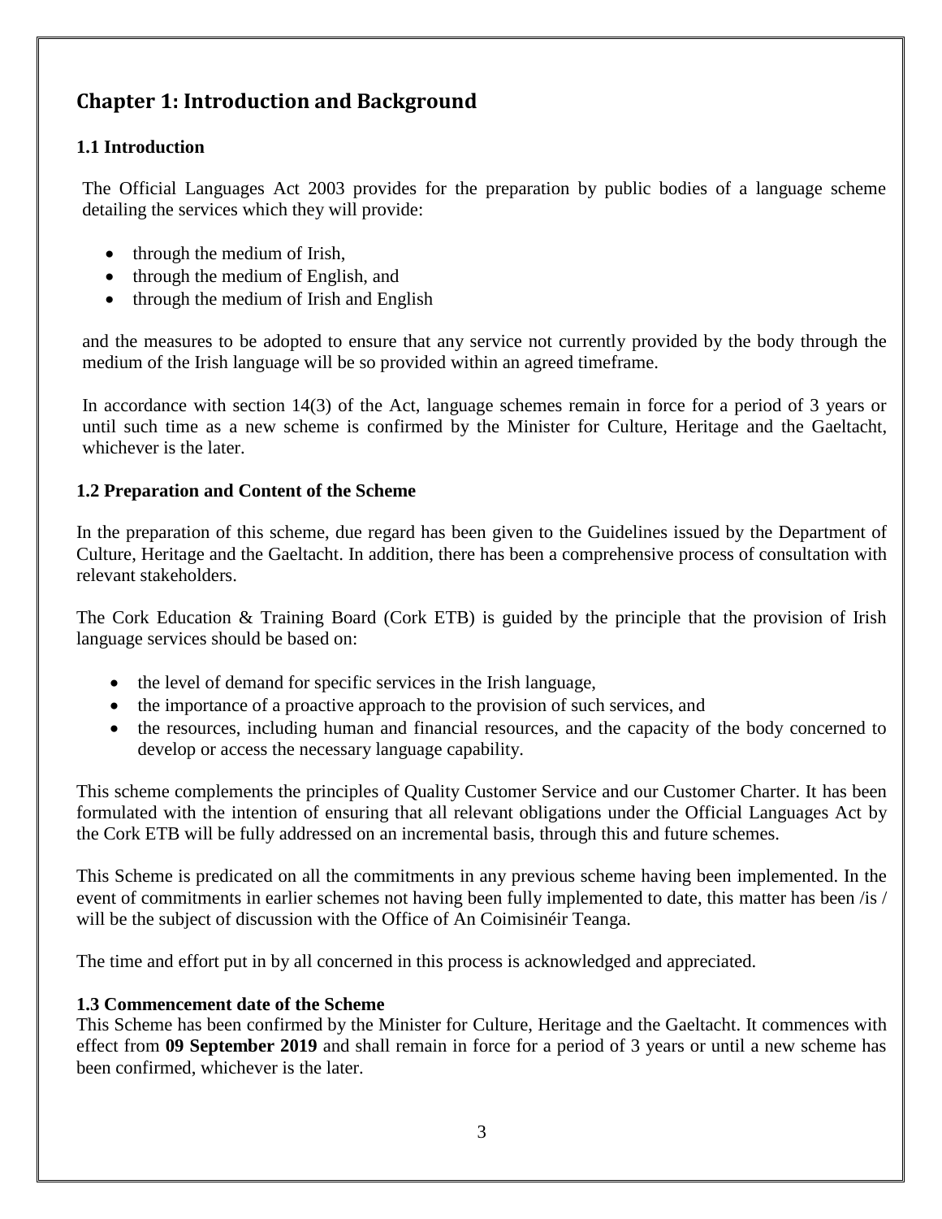## Chapter 1: Introduction and Background

### 1.1 Introduction

The Official Languages Act 2003 provides for the preparation by public bodies of a language scheme detailing the services which they will provide:

- through the medium of Irish,
- through the medium of English, and
- through the medium of Irish and English

and the measures to be adopted to ensure that any service not currently provided by the body through the medium of the Irish language will be so provided within an agreed timeframe.

In accordance with section 14(3) of the Act, language schemes remain in force for a period of 3 years or until such time as a new scheme is confirmed by the Minister for Culture, Heritage and the Gaeltacht, whichever is the later.

### 1.2 Preparation and Content of the Scheme

In the preparation of this scheme, due regard has been given to the Guidelines issued by the Department of Culture, Heritage and the Gaeltacht. In addition, there has been a comprehensive process of consultation with relevant stakeholders.

The Cork Education & Training Board (Cork ETB) is guided by the principle that the provision of Irish language services should be based on:

- the level of demand for specific services in the Irish language,
- the importance of a proactive approach to the provision of such services, and
- the resources, including human and financial resources, and the capacity of the body concerned to develop or access the necessary language capability.

This scheme complements the principles of Quality Customer Service and our Customer Charter. It has been formulated with the intention of ensuring that all relevant obligations under the Official Languages Act by the Cork ETB will be fully addressed on an incremental basis, through this and future schemes.

This Scheme is predicated on all the commitments in any previous scheme having been implemented. In the event of commitments in earlier schemes not having been fully implemented to date, this matter has been /is / will be the subject of discussion with the Office of An Coimisinéir Teanga.

The time and effort put in by all concerned in this process is acknowledged and appreciated.

### 1.3 Commencement date of the Scheme

This Scheme has been confirmed by the Minister for Culture, Heritage and the Gaeltacht. It commences with effect from **09 September 2019** and shall remain in force for a period of 3 years or until a new scheme has been confirmed, whichever is the later.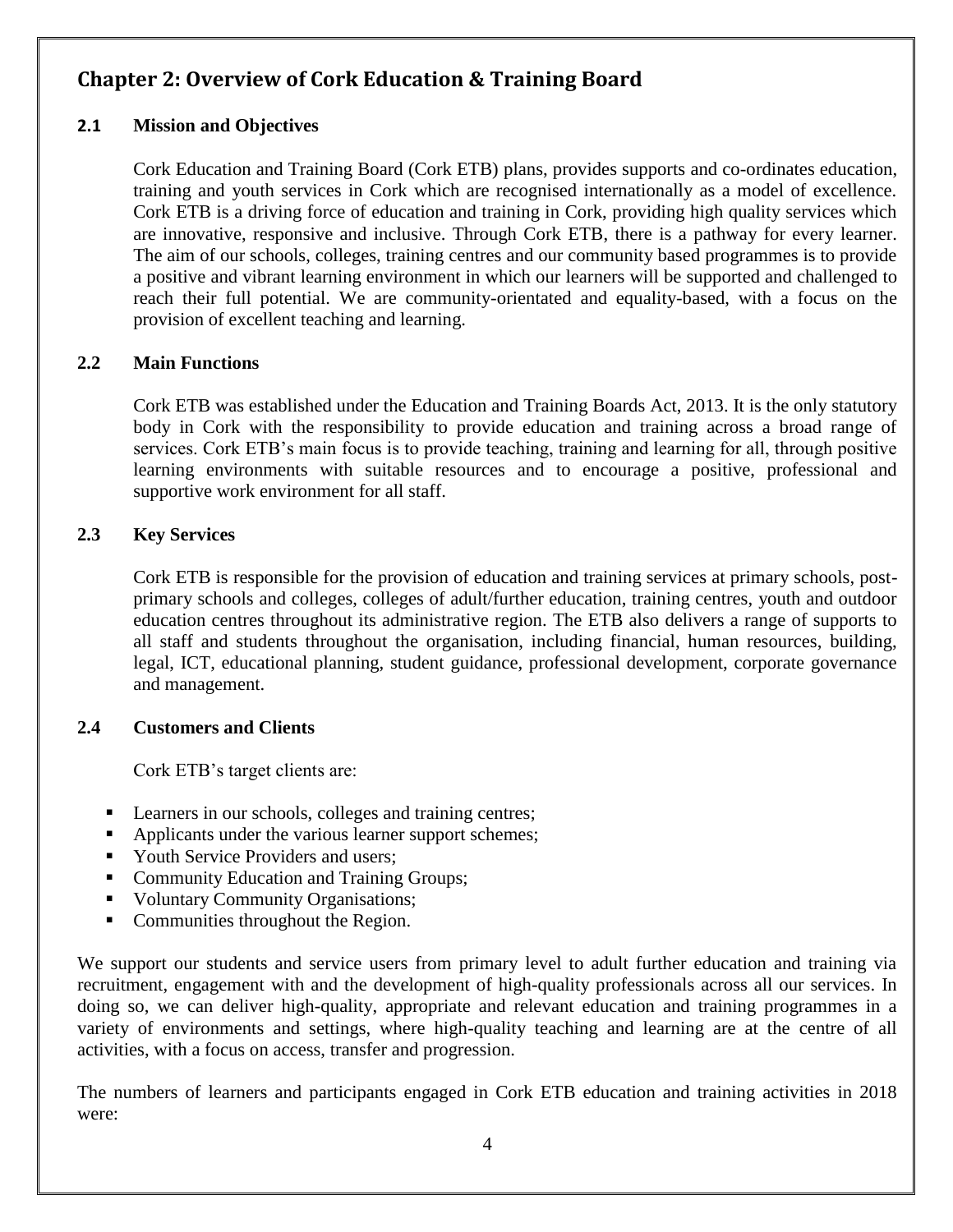## Chapter 2: Overview of Cork Education & Training Board

### 2.1 Mission and Objectives

Cork Education and Training Board (Cork ETB) plans, provides supports and co-ordinates education, training and youth services in Cork which are recognised internationally as a model of excellence. Cork ETB is a driving force of education and training in Cork, providing high quality services which are innovative, responsive and inclusive. Through Cork ETB, there is a pathway for every learner. The aim of our schools, colleges, training centres and our community based programmes is to provide a positive and vibrant learning environment in which our learners will be supported and challenged to reach their full potential. We are community-orientated and equality-based, with a focus on the provision of excellent teaching and learning.

### 2.2 Main Functions

Cork ETB was established under the Education and Training Boards Act, 2013. It is the only statutory body in Cork with the responsibility to provide education and training across a broad range of services. Cork ETB's main focus is to provide teaching, training and learning for all, through positive learning environments with suitable resources and to encourage a positive, professional and supportive work environment for all staff.

### 2.3 Key Services

Cork ETB is responsible for the provision of education and training services at primary schools, post-primary schools and colleges, colleges of adult/further education, training centres, youth and outdoor education centres throughout its administrative region. The ETB also delivers a range of supports to all staff and students throughout the organisation, including financial, human resources, building, legal, ICT, educational planning, student guidance, professional development, corporate governance and management.

### 2.4 Customers and Clients

Cork ETB's target clients are:

- Learners in our schools, colleges and training centres;
- Applicants under the various learner support schemes;
- Youth Service Providers and users;
- Community Education and Training Groups;
- Voluntary Community Organisations;
- Communities throughout the Region.

We support our students and service users from primary level to adult further education and training via recruitment, engagement with and the development of high-quality professionals across all our services. In doing so, we can deliver high-quality, appropriate and relevant education and training programmes in a variety of environments and settings, where high-quality teaching and learning are at the centre of all activities, with a focus on access, transfer and progression.

The numbers of learners and participants engaged in Cork ETB education and training activities in 2018 were: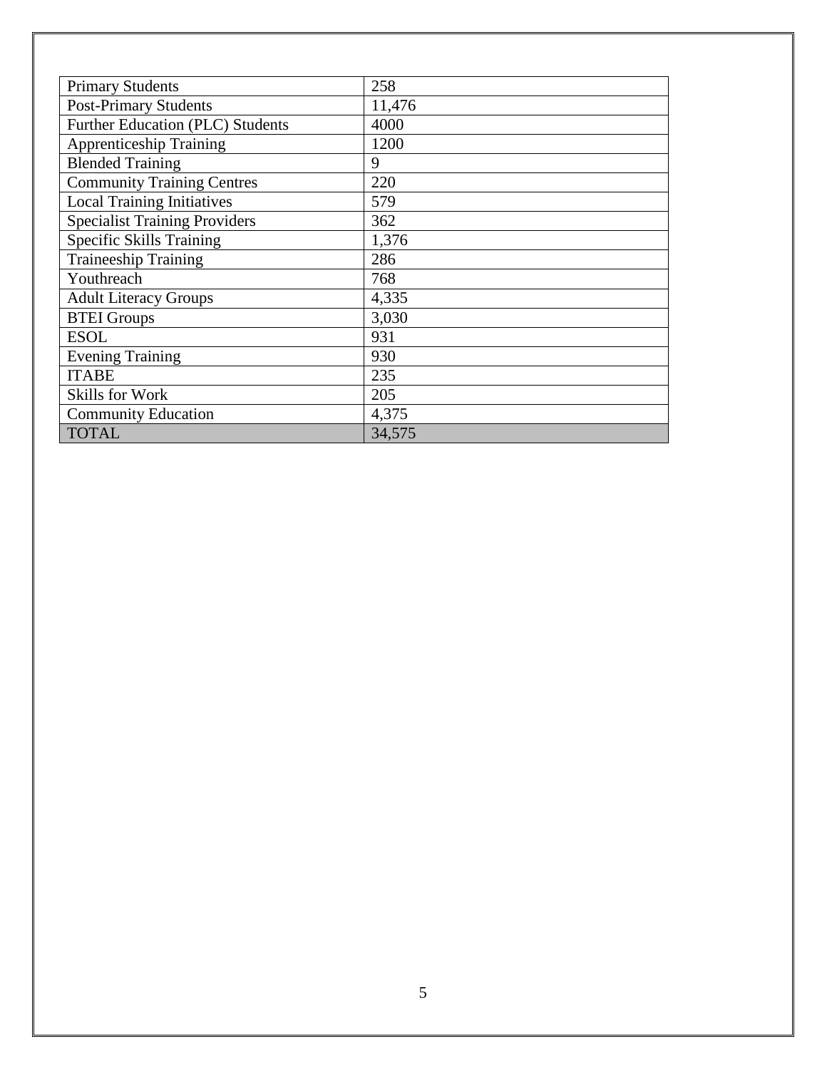| | |
|---|---|
| Primary Students | 258 |
| Post-Primary Students | 11,476 |
| Further Education (PLC) Students | 4000 |
| Apprenticeship Training | 1200 |
| Blended Training | 9 |
| Community Training Centres | 220 |
| Local Training Initiatives | 579 |
| Specialist Training Providers | 362 |
| Specific Skills Training | 1,376 |
| Traineeship Training | 286 |
| Youthreach | 768 |
| Adult Literacy Groups | 4,335 |
| BTEI Groups | 3,030 |
| ESOL | 931 |
| Evening Training | 930 |
| ITABE | 235 |
| Skills for Work | 205 |
| Community Education | 4,375 |
| TOTAL | 34,575 |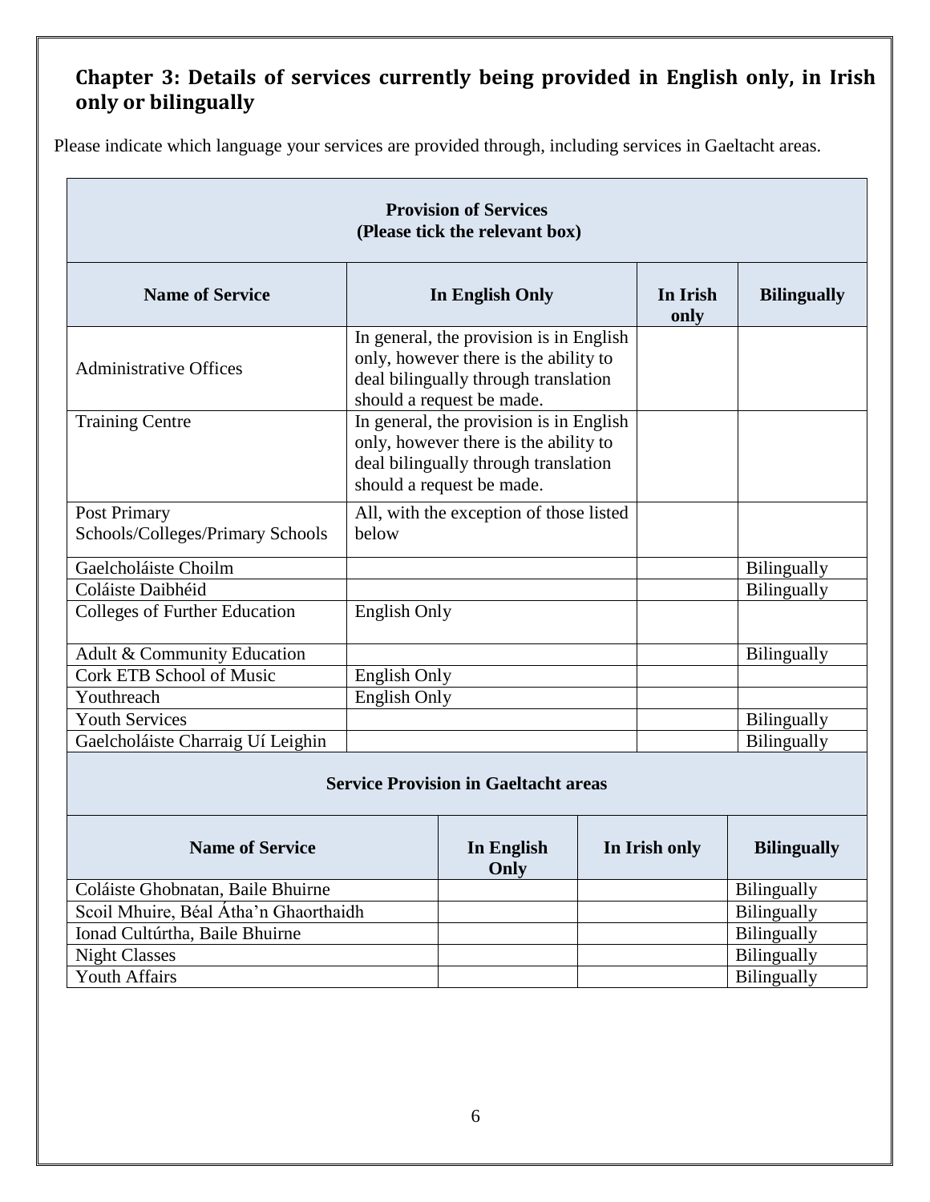## Chapter 3: Details of services currently being provided in English only, in Irish only or bilingually

Please indicate which language your services are provided through, including services in Gaeltacht areas.

| **Provision of Services (Please tick the relevant box)** | | | |
|---|---|---|---|
| **Name of Service** | **In English Only** | **In Irish only** | **Bilingually** |
| Administrative Offices | In general, the provision is in English only, however there is the ability to deal bilingually through translation should a request be made. | | |
| Training Centre | In general, the provision is in English only, however there is the ability to deal bilingually through translation should a request be made. | | |
| Post Primary Schools/Colleges/Primary Schools | All, with the exception of those listed below | | |
| Gaelcholáiste Choilm | | | Bilingually |
| Coláiste Daibhéid | | | Bilingually |
| Colleges of Further Education | English Only | | |
| Adult & Community Education | | | Bilingually |
| Cork ETB School of Music | English Only | | |
| Youthreach | English Only | | |
| Youth Services | | | Bilingually |
| Gaelcholáiste Charraig Uí Leighin | | | Bilingually |

| **Service Provision in Gaeltacht areas** | | | |
|---|---|---|---|
| **Name of Service** | **In English Only** | **In Irish only** | **Bilingually** |
| Coláiste Ghobnatan, Baile Bhuirne | | | Bilingually |
| Scoil Mhuire, Béal Átha'n Ghaorthaidh | | | Bilingually |
| Ionad Cultúrtha, Baile Bhuirne | | | Bilingually |
| Night Classes | | | Bilingually |
| Youth Affairs | | | Bilingually |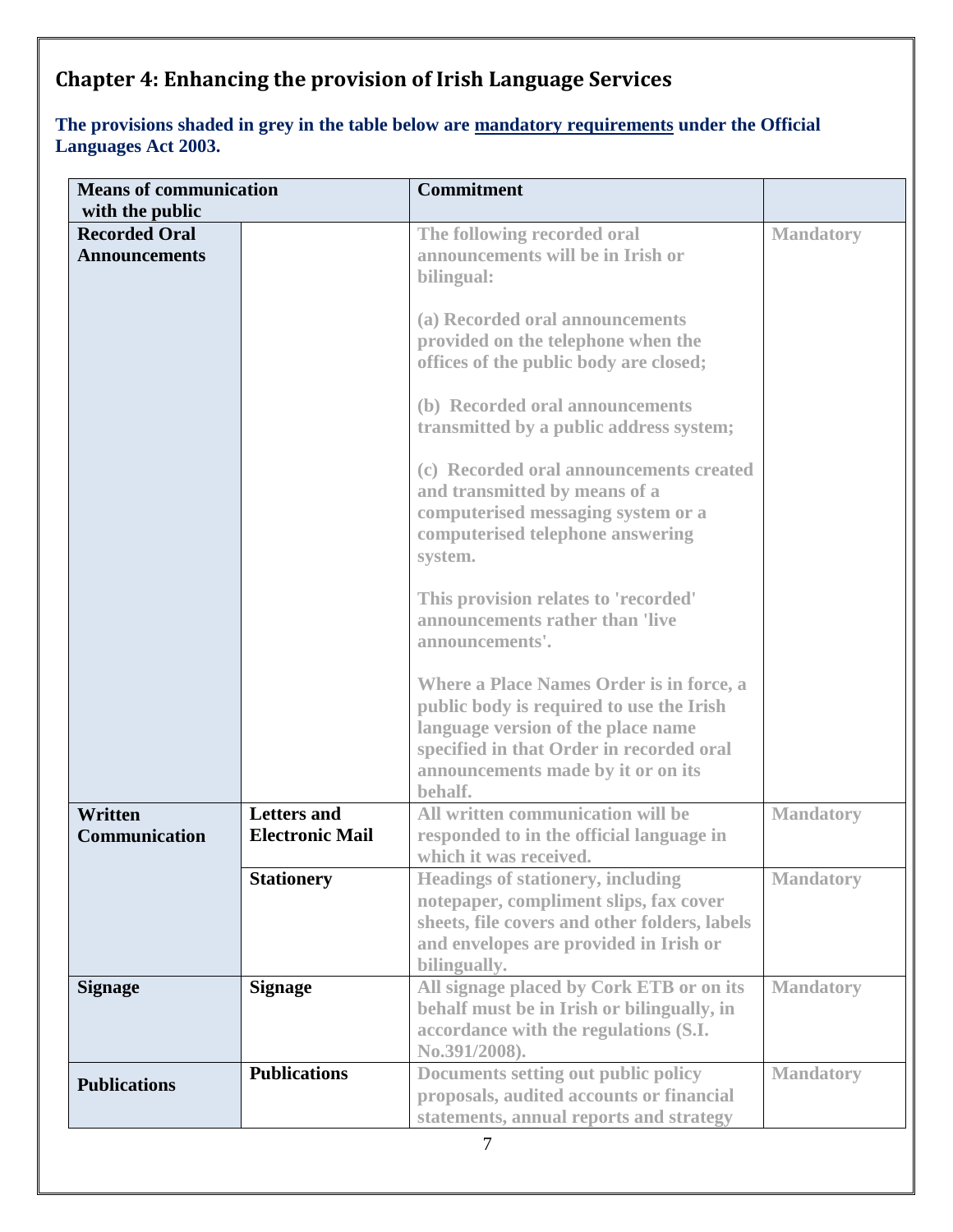## Chapter 4: Enhancing the provision of Irish Language Services

**The provisions shaded in grey in the table below are mandatory requirements under the Official Languages Act 2003.**

| Means of communication with the public | | Commitment | |
|---|---|---|---|
| **Recorded Oral Announcements** | | The following recorded oral announcements will be in Irish or bilingual:<br><br>(a) Recorded oral announcements provided on the telephone when the offices of the public body are closed;<br><br>(b) Recorded oral announcements transmitted by a public address system;<br><br>(c) Recorded oral announcements created and transmitted by means of a computerised messaging system or a computerised telephone answering system.<br><br>This provision relates to 'recorded' announcements rather than 'live announcements'.<br><br>Where a Place Names Order is in force, a public body is required to use the Irish language version of the place name specified in that Order in recorded oral announcements made by it or on its behalf. | Mandatory |
| **Written Communication** | **Letters and Electronic Mail** | All written communication will be responded to in the official language in which it was received. | Mandatory |
| | **Stationery** | Headings of stationery, including notepaper, compliment slips, fax cover sheets, file covers and other folders, labels and envelopes are provided in Irish or bilingually. | Mandatory |
| **Signage** | **Signage** | All signage placed by Cork ETB or on its behalf must be in Irish or bilingually, in accordance with the regulations (S.I. No.391/2008). | Mandatory |
| **Publications** | **Publications** | Documents setting out public policy proposals, audited accounts or financial statements, annual reports and strategy | Mandatory |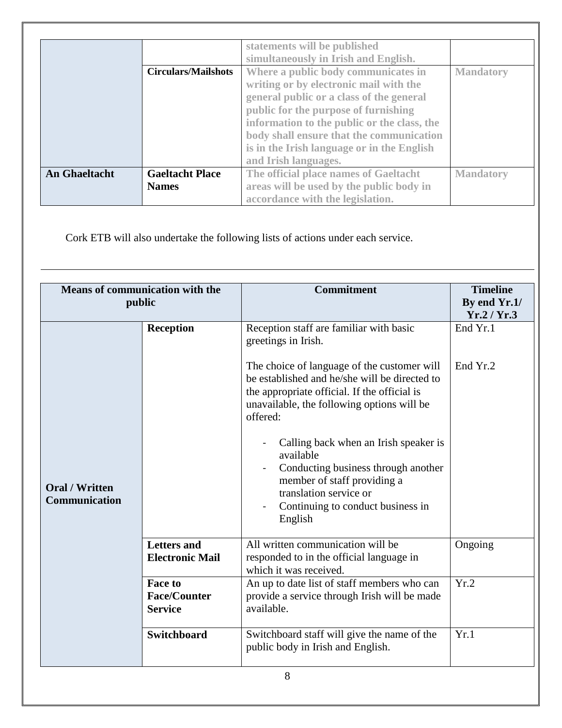| | | | |
|---|---|---|---|
| | | statements will be published simultaneously in Irish and English. | |
| | **Circulars/Mailshots** | Where a public body communicates in writing or by electronic mail with the general public or a class of the general public for the purpose of furnishing information to the public or the class, the body shall ensure that the communication is in the Irish language or in the English and Irish languages. | Mandatory |
| **An Ghaeltacht** | **Gaeltacht Place Names** | The official place names of Gaeltacht areas will be used by the public body in accordance with the legislation. | Mandatory |

Cork ETB will also undertake the following lists of actions under each service.

| Means of communication with the public | | Commitment | Timeline By end Yr.1/ Yr.2 / Yr.3 |
|---|---|---|---|
| **Oral / Written Communication** | **Reception** | Reception staff are familiar with basic greetings in Irish. | End Yr.1 |
| | | The choice of language of the customer will be established and he/she will be directed to the appropriate official. If the official is unavailable, the following options will be offered:<br>- Calling back when an Irish speaker is available<br>- Conducting business through another member of staff providing a translation service or<br>- Continuing to conduct business in English | End Yr.2 |
| | **Letters and Electronic Mail** | All written communication will be responded to in the official language in which it was received. | Ongoing |
| | **Face to Face/Counter Service** | An up to date list of staff members who can provide a service through Irish will be made available. | Yr.2 |
| | **Switchboard** | Switchboard staff will give the name of the public body in Irish and English. | Yr.1 |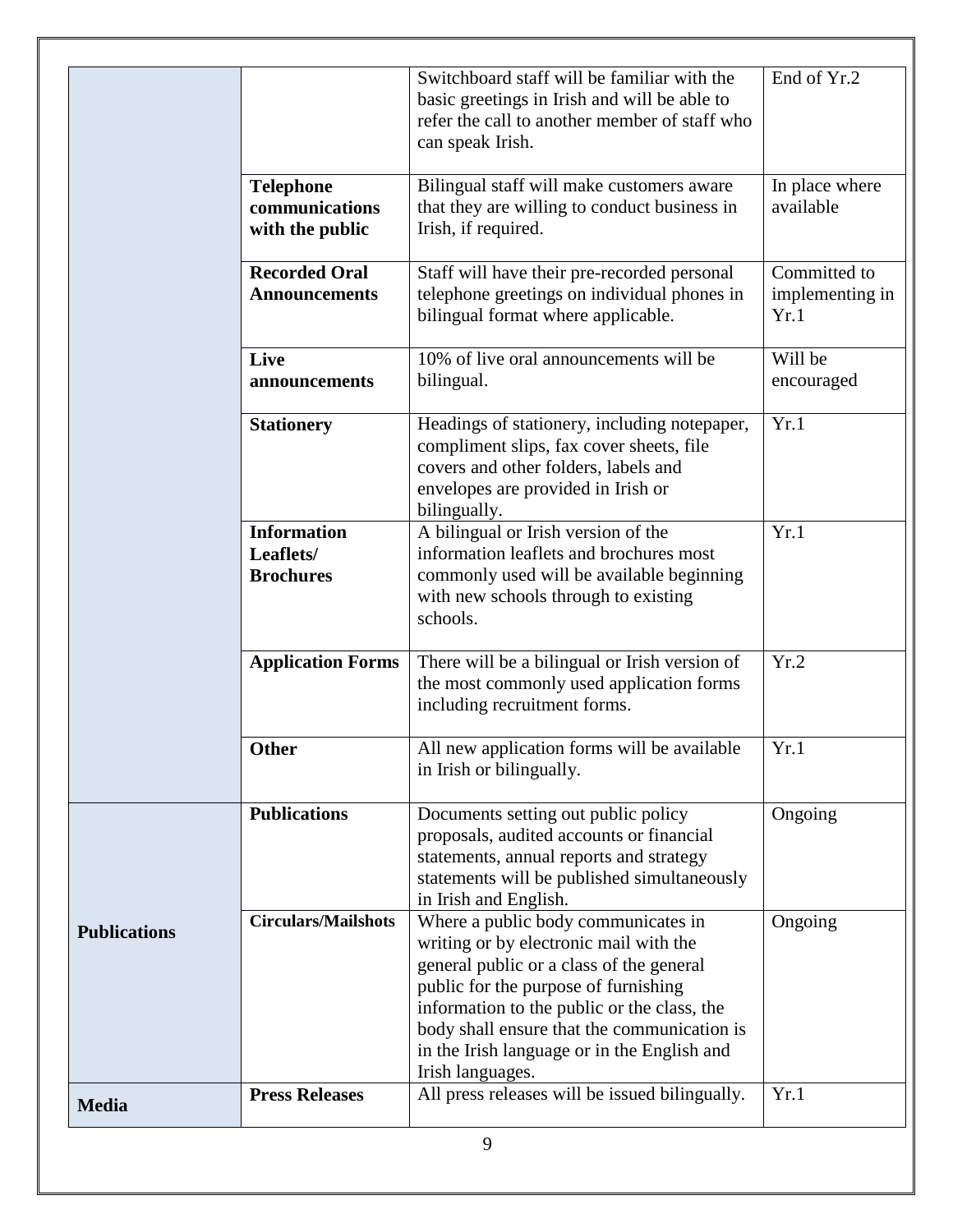| | | | |
|---|---|---|---|
| | | Switchboard staff will be familiar with the basic greetings in Irish and will be able to refer the call to another member of staff who can speak Irish. | End of Yr.2 |
| | **Telephone communications with the public** | Bilingual staff will make customers aware that they are willing to conduct business in Irish, if required. | In place where available |
| | **Recorded Oral Announcements** | Staff will have their pre-recorded personal telephone greetings on individual phones in bilingual format where applicable. | Committed to implementing in Yr.1 |
| | **Live announcements** | 10% of live oral announcements will be bilingual. | Will be encouraged |
| | **Stationery** | Headings of stationery, including notepaper, compliment slips, fax cover sheets, file covers and other folders, labels and envelopes are provided in Irish or bilingually. | Yr.1 |
| | **Information Leaflets/ Brochures** | A bilingual or Irish version of the information leaflets and brochures most commonly used will be available beginning with new schools through to existing schools. | Yr.1 |
| | **Application Forms** | There will be a bilingual or Irish version of the most commonly used application forms including recruitment forms. | Yr.2 |
| | **Other** | All new application forms will be available in Irish or bilingually. | Yr.1 |
| **Publications** | **Publications** | Documents setting out public policy proposals, audited accounts or financial statements, annual reports and strategy statements will be published simultaneously in Irish and English. | Ongoing |
| | **Circulars/Mailshots** | Where a public body communicates in writing or by electronic mail with the general public or a class of the general public for the purpose of furnishing information to the public or the class, the body shall ensure that the communication is in the Irish language or in the English and Irish languages. | Ongoing |
| **Media** | **Press Releases** | All press releases will be issued bilingually. | Yr.1 |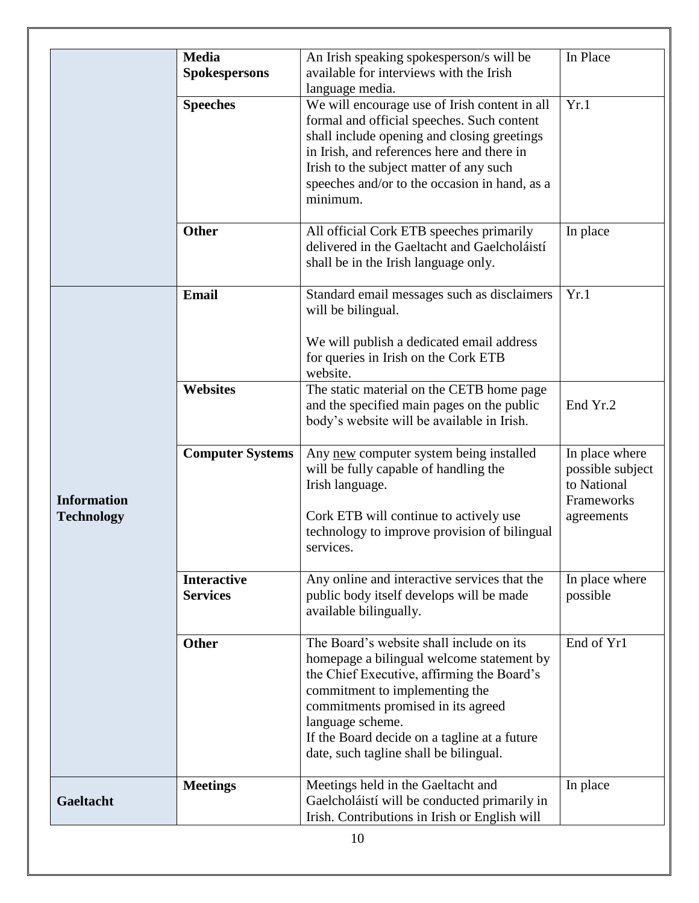| | | | |
|---|---|---|---|
| | **Media Spokespersons** | An Irish speaking spokesperson/s will be available for interviews with the Irish language media. | In Place |
| | **Speeches** | We will encourage use of Irish content in all formal and official speeches. Such content shall include opening and closing greetings in Irish, and references here and there in Irish to the subject matter of any such speeches and/or to the occasion in hand, as a minimum. | Yr.1 |
| | **Other** | All official Cork ETB speeches primarily delivered in the Gaeltacht and Gaelcholáistí shall be in the Irish language only. | In place |
| **Information Technology** | **Email** | Standard email messages such as disclaimers will be bilingual.<br><br>We will publish a dedicated email address for queries in Irish on the Cork ETB website. | Yr.1 |
| | **Websites** | The static material on the CETB home page and the specified main pages on the public body's website will be available in Irish. | End Yr.2 |
| | **Computer Systems** | Any new computer system being installed will be fully capable of handling the Irish language.<br><br>Cork ETB will continue to actively use technology to improve provision of bilingual services. | In place where possible subject to National Frameworks agreements |
| | **Interactive Services** | Any online and interactive services that the public body itself develops will be made available bilingually. | In place where possible |
| | **Other** | The Board's website shall include on its homepage a bilingual welcome statement by the Chief Executive, affirming the Board's commitment to implementing the commitments promised in its agreed language scheme.<br>If the Board decide on a tagline at a future date, such tagline shall be bilingual. | End of Yr1 |
| **Gaeltacht** | **Meetings** | Meetings held in the Gaeltacht and Gaelcholáistí will be conducted primarily in Irish. Contributions in Irish or English will | In place |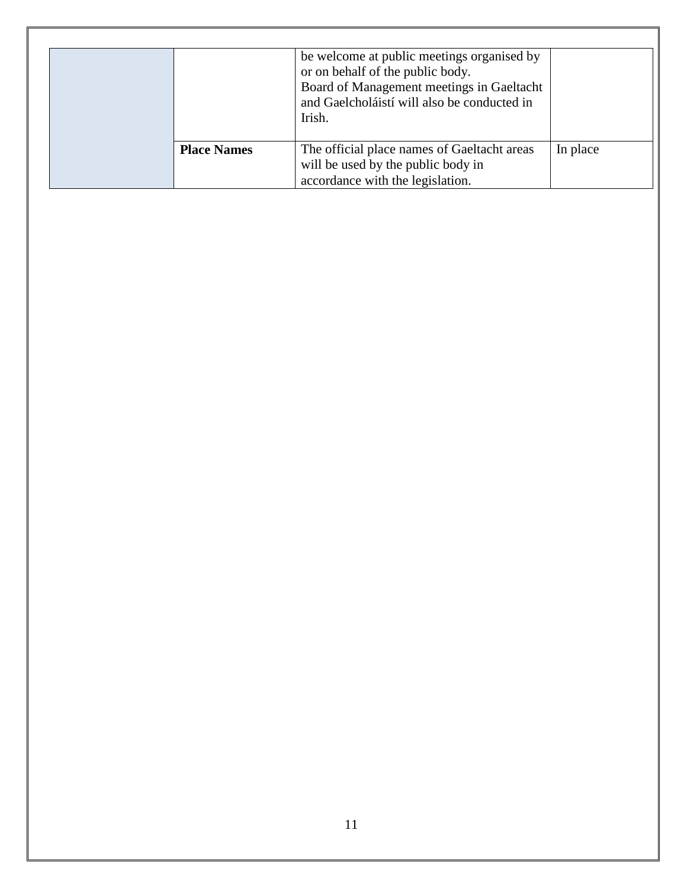| | | | |
|---|---|---|---|
| | | be welcome at public meetings organised by or on behalf of the public body.<br>Board of Management meetings in Gaeltacht and Gaelcholáistí will also be conducted in Irish. | |
| | **Place Names** | The official place names of Gaeltacht areas will be used by the public body in accordance with the legislation. | In place |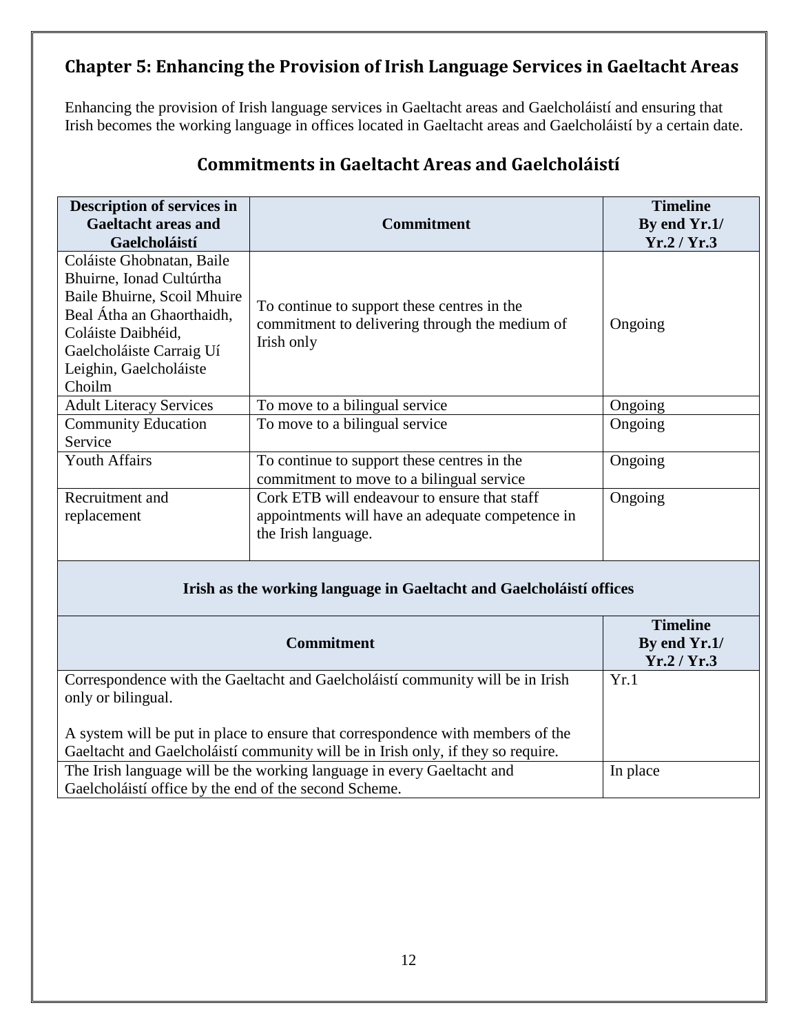## Chapter 5: Enhancing the Provision of Irish Language Services in Gaeltacht Areas

Enhancing the provision of Irish language services in Gaeltacht areas and Gaelcholáistí and ensuring that Irish becomes the working language in offices located in Gaeltacht areas and Gaelcholáistí by a certain date.

### Commitments in Gaeltacht Areas and Gaelcholáistí

| Description of services in Gaeltacht areas and Gaelcholáistí | Commitment | Timeline By end Yr.1/ Yr.2 / Yr.3 |
|---|---|---|
| Coláiste Ghobnatan, Baile Bhuirne, Ionad Cultúrtha Baile Bhuirne, Scoil Mhuire Beal Átha an Ghaorthaidh, Coláiste Daibhéid, Gaelcholáiste Carraig Uí Leighin, Gaelcholáiste Choilm | To continue to support these centres in the commitment to delivering through the medium of Irish only | Ongoing |
| Adult Literacy Services | To move to a bilingual service | Ongoing |
| Community Education Service | To move to a bilingual service | Ongoing |
| Youth Affairs | To continue to support these centres in the commitment to move to a bilingual service | Ongoing |
| Recruitment and replacement | Cork ETB will endeavour to ensure that staff appointments will have an adequate competence in the Irish language. | Ongoing |

**Irish as the working language in Gaeltacht and Gaelcholáistí offices**

| Commitment | Timeline By end Yr.1/ Yr.2 / Yr.3 |
|---|---|
| Correspondence with the Gaeltacht and Gaelcholáistí community will be in Irish only or bilingual.<br><br>A system will be put in place to ensure that correspondence with members of the Gaeltacht and Gaelcholáistí community will be in Irish only, if they so require. | Yr.1 |
| The Irish language will be the working language in every Gaeltacht and Gaelcholáistí office by the end of the second Scheme. | In place |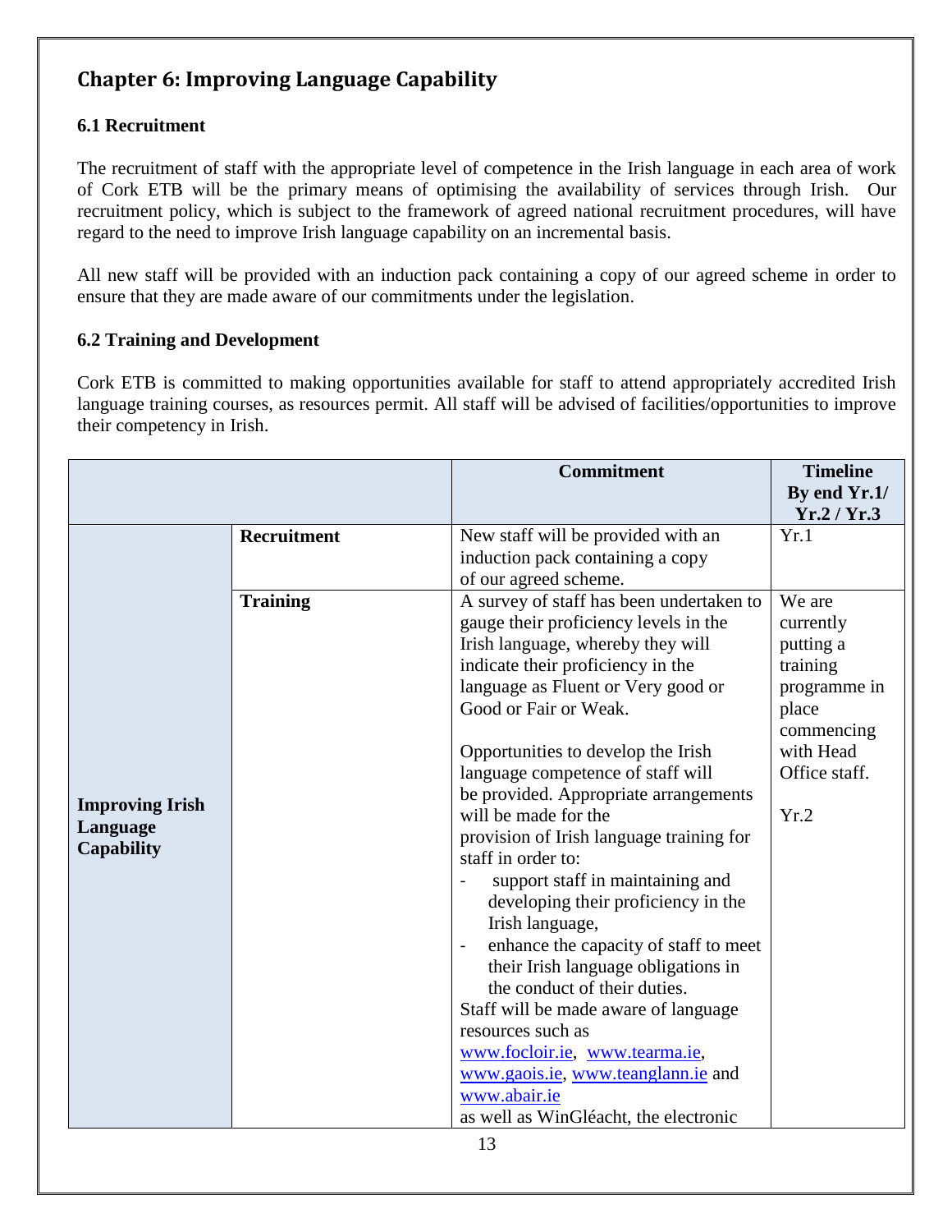## Chapter 6: Improving Language Capability

### 6.1 Recruitment

The recruitment of staff with the appropriate level of competence in the Irish language in each area of work of Cork ETB will be the primary means of optimising the availability of services through Irish. Our recruitment policy, which is subject to the framework of agreed national recruitment procedures, will have regard to the need to improve Irish language capability on an incremental basis.

All new staff will be provided with an induction pack containing a copy of our agreed scheme in order to ensure that they are made aware of our commitments under the legislation.

### 6.2 Training and Development

Cork ETB is committed to making opportunities available for staff to attend appropriately accredited Irish language training courses, as resources permit. All staff will be advised of facilities/opportunities to improve their competency in Irish.

| | | Commitment | Timeline By end Yr.1/ Yr.2 / Yr.3 |
|---|---|---|---|
| **Improving Irish Language Capability** | **Recruitment** | New staff will be provided with an induction pack containing a copy of our agreed scheme. | Yr.1 |
| | **Training** | A survey of staff has been undertaken to gauge their proficiency levels in the Irish language, whereby they will indicate their proficiency in the language as Fluent or Very good or Good or Fair or Weak.<br><br>Opportunities to develop the Irish language competence of staff will be provided. Appropriate arrangements will be made for the provision of Irish language training for staff in order to:<br>- support staff in maintaining and developing their proficiency in the Irish language,<br>- enhance the capacity of staff to meet their Irish language obligations in the conduct of their duties.<br>Staff will be made aware of language resources such as www.focloir.ie, www.tearma.ie, www.gaois.ie, www.teanglann.ie and www.abair.ie as well as WinGléacht, the electronic | We are currently putting a training programme in place commencing with Head Office staff.<br><br>Yr.2 |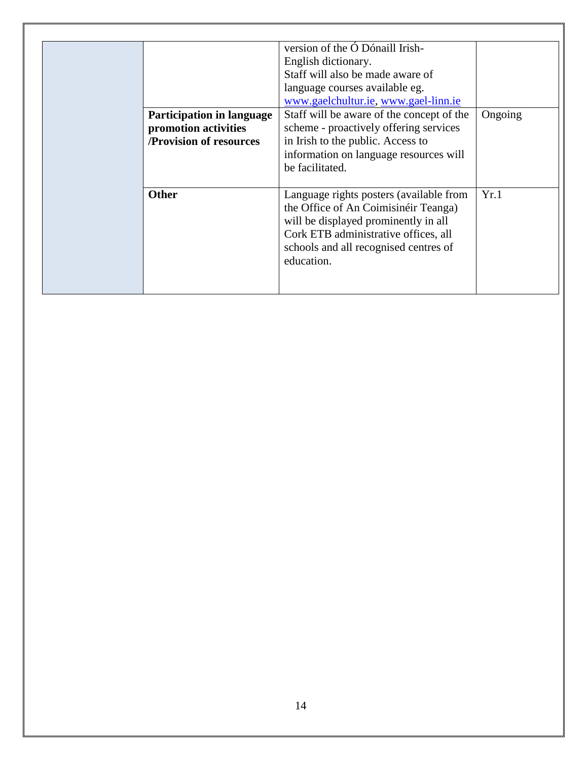| | | | |
|---|---|---|---|
| | | version of the Ó Dónaill Irish-English dictionary. Staff will also be made aware of language courses available eg. www.gaelchultur.ie, www.gael-linn.ie | |
| | **Participation in language promotion activities /Provision of resources** | Staff will be aware of the concept of the scheme - proactively offering services in Irish to the public. Access to information on language resources will be facilitated. | Ongoing |
| | **Other** | Language rights posters (available from the Office of An Coimisinéir Teanga) will be displayed prominently in all Cork ETB administrative offices, all schools and all recognised centres of education. | Yr.1 |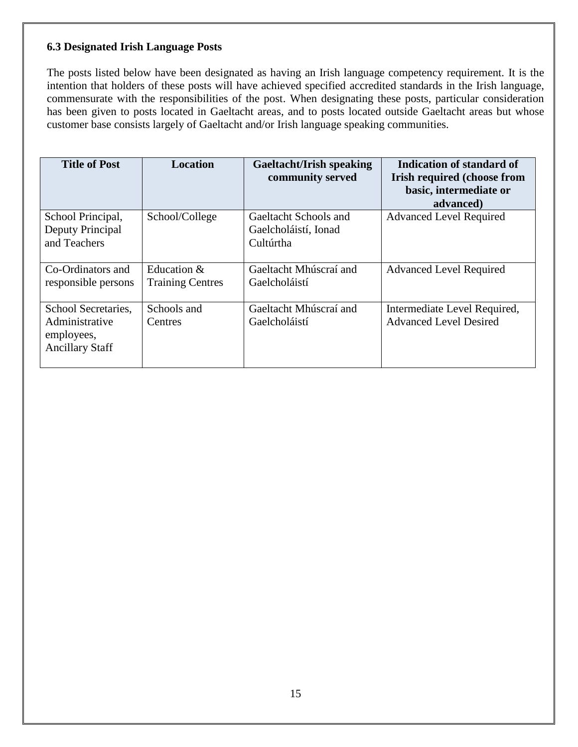**6.3 Designated Irish Language Posts**

The posts listed below have been designated as having an Irish language competency requirement. It is the intention that holders of these posts will have achieved specified accredited standards in the Irish language, commensurate with the responsibilities of the post. When designating these posts, particular consideration has been given to posts located in Gaeltacht areas, and to posts located outside Gaeltacht areas but whose customer base consists largely of Gaeltacht and/or Irish language speaking communities.

| Title of Post | Location | Gaeltacht/Irish speaking community served | Indication of standard of Irish required (choose from basic, intermediate or advanced) |
|---|---|---|---|
| School Principal, Deputy Principal and Teachers | School/College | Gaeltacht Schools and Gaelcholáistí, Ionad Cultúrtha | Advanced Level Required |
| Co-Ordinators and responsible persons | Education & Training Centres | Gaeltacht Mhúscraí and Gaelcholáistí | Advanced Level Required |
| School Secretaries, Administrative employees, Ancillary Staff | Schools and Centres | Gaeltacht Mhúscraí and Gaelcholáistí | Intermediate Level Required, Advanced Level Desired |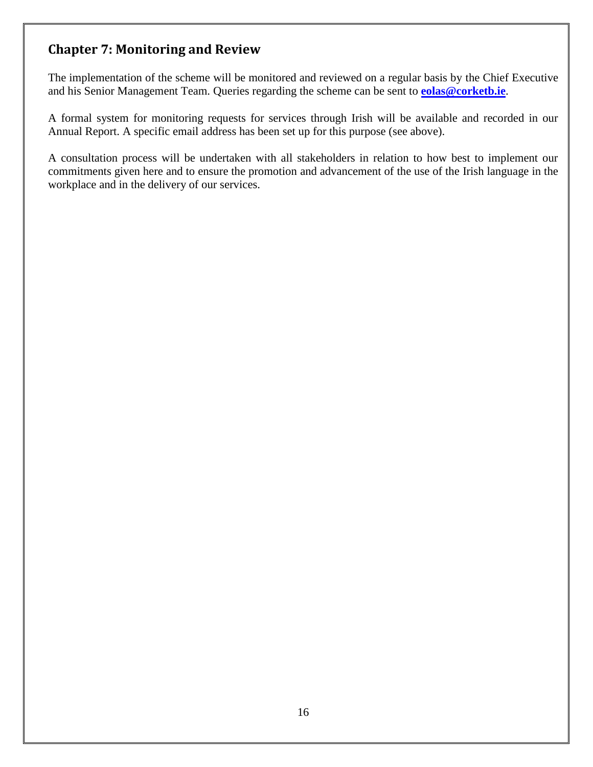## Chapter 7: Monitoring and Review

The implementation of the scheme will be monitored and reviewed on a regular basis by the Chief Executive and his Senior Management Team. Queries regarding the scheme can be sent to **eolas@corketb.ie**.

A formal system for monitoring requests for services through Irish will be available and recorded in our Annual Report. A specific email address has been set up for this purpose (see above).

A consultation process will be undertaken with all stakeholders in relation to how best to implement our commitments given here and to ensure the promotion and advancement of the use of the Irish language in the workplace and in the delivery of our services.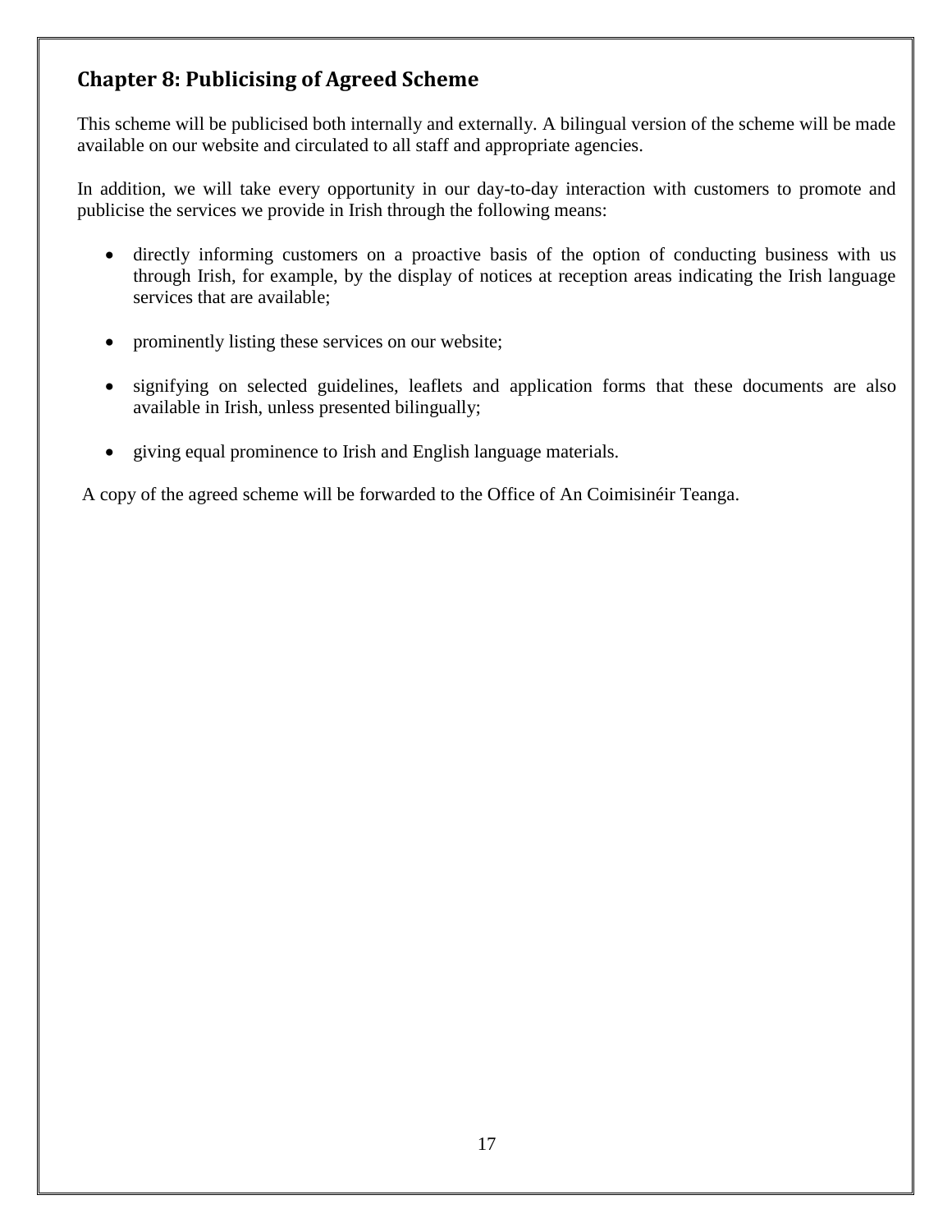## Chapter 8: Publicising of Agreed Scheme

This scheme will be publicised both internally and externally. A bilingual version of the scheme will be made available on our website and circulated to all staff and appropriate agencies.

In addition, we will take every opportunity in our day-to-day interaction with customers to promote and publicise the services we provide in Irish through the following means:

- directly informing customers on a proactive basis of the option of conducting business with us through Irish, for example, by the display of notices at reception areas indicating the Irish language services that are available;
- prominently listing these services on our website;
- signifying on selected guidelines, leaflets and application forms that these documents are also available in Irish, unless presented bilingually;
- giving equal prominence to Irish and English language materials.

A copy of the agreed scheme will be forwarded to the Office of An Coimisinéir Teanga.